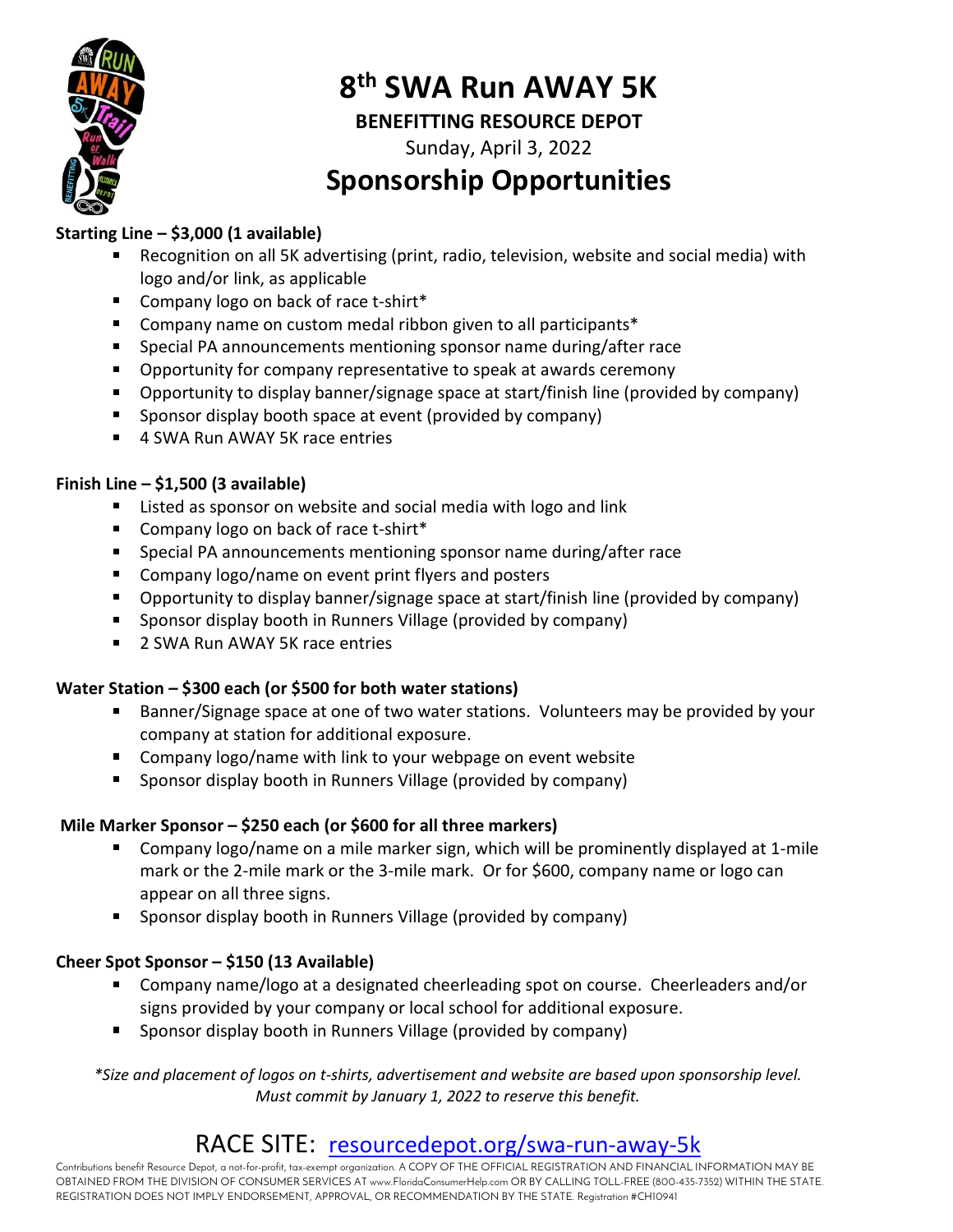# 8th SWA Run AWAY 5K

**BENEFITTING RESOURCE DEPOT**

Sunday, April 3, 2022

## Sponsorship Opportunities

**Starting Line – $3,000 (1 available)**

- Recognition on all 5K advertising (print, radio, television, website and social media) with logo and/or link, as applicable
- Company logo on back of race t-shirt*
- Company name on custom medal ribbon given to all participants*
- Special PA announcements mentioning sponsor name during/after race
- Opportunity for company representative to speak at awards ceremony
- Opportunity to display banner/signage space at start/finish line (provided by company)
- Sponsor display booth space at event (provided by company)
- 4 SWA Run AWAY 5K race entries

**Finish Line – $1,500 (3 available)**

- Listed as sponsor on website and social media with logo and link
- Company logo on back of race t-shirt*
- Special PA announcements mentioning sponsor name during/after race
- Company logo/name on event print flyers and posters
- Opportunity to display banner/signage space at start/finish line (provided by company)
- Sponsor display booth in Runners Village (provided by company)
- 2 SWA Run AWAY 5K race entries

**Water Station – $300 each (or $500 for both water stations)**

- Banner/Signage space at one of two water stations. Volunteers may be provided by your company at station for additional exposure.
- Company logo/name with link to your webpage on event website
- Sponsor display booth in Runners Village (provided by company)

**Mile Marker Sponsor – $250 each (or $600 for all three markers)**

- Company logo/name on a mile marker sign, which will be prominently displayed at 1-mile mark or the 2-mile mark or the 3-mile mark. Or for $600, company name or logo can appear on all three signs.
- Sponsor display booth in Runners Village (provided by company)

**Cheer Spot Sponsor – $150 (13 Available)**

- Company name/logo at a designated cheerleading spot on course. Cheerleaders and/or signs provided by your company or local school for additional exposure.
- Sponsor display booth in Runners Village (provided by company)

*\*Size and placement of logos on t-shirts, advertisement and website are based upon sponsorship level. Must commit by January 1, 2022 to reserve this benefit.*

## RACE SITE: resourcedepot.org/swa-run-away-5k

Contributions benefit Resource Depot, a not-for-profit, tax-exempt organization. A COPY OF THE OFFICIAL REGISTRATION AND FINANCIAL INFORMATION MAY BE OBTAINED FROM THE DIVISION OF CONSUMER SERVICES AT www.FloridaConsumerHelp.com OR BY CALLING TOLL-FREE (800-435-7352) WITHIN THE STATE. REGISTRATION DOES NOT IMPLY ENDORSEMENT, APPROVAL, OR RECOMMENDATION BY THE STATE. Registration #CH10941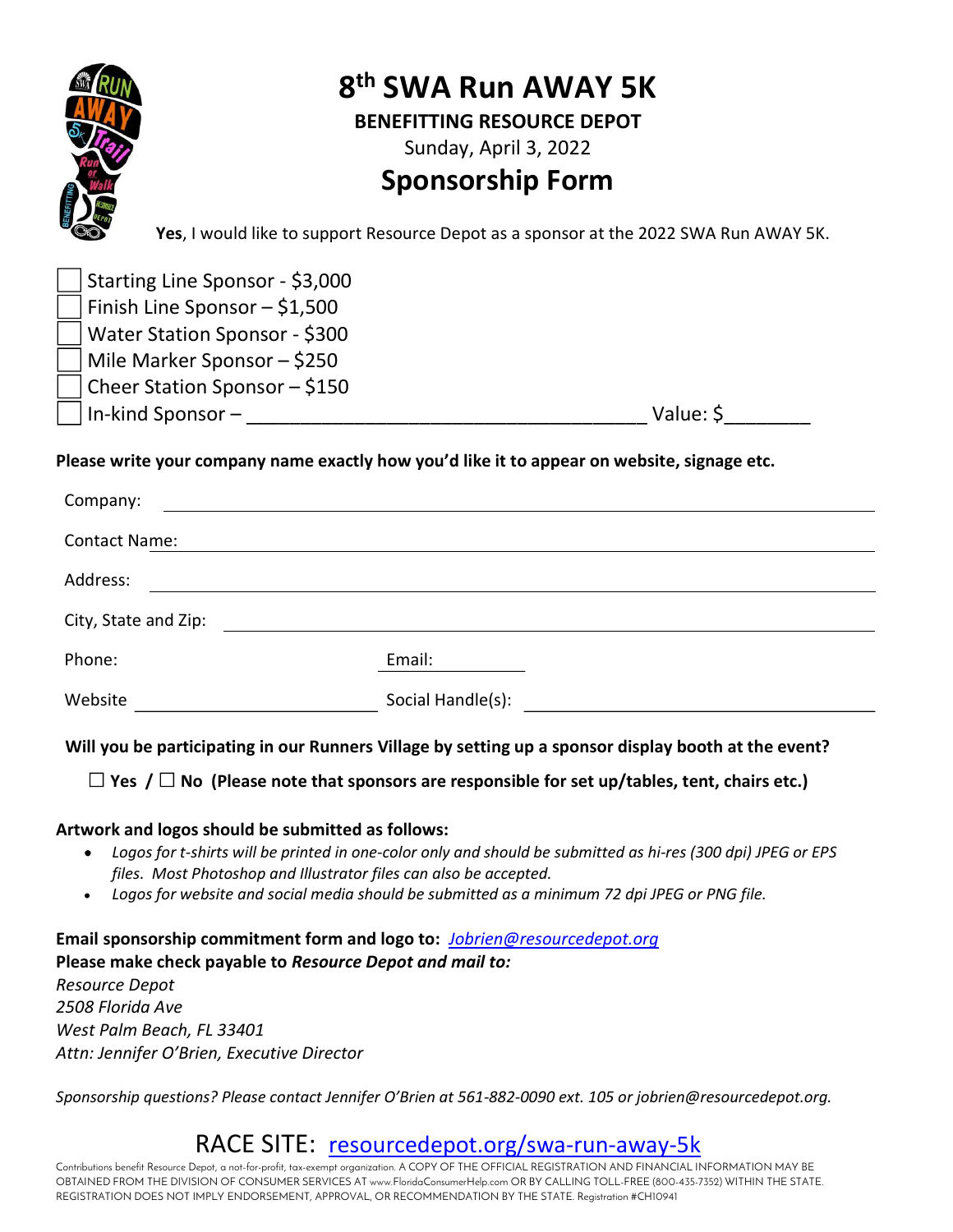# 8th SWA Run AWAY 5K

**BENEFITTING RESOURCE DEPOT**

Sunday, April 3, 2022

## Sponsorship Form

**Yes**, I would like to support Resource Depot as a sponsor at the 2022 SWA Run AWAY 5K.

- ☐ Starting Line Sponsor - $3,000
- ☐ Finish Line Sponsor – $1,500
- ☐ Water Station Sponsor - $300
- ☐ Mile Marker Sponsor – $250
- ☐ Cheer Station Sponsor – $150
- ☐ In-kind Sponsor – ______________________________________ Value: $________

**Please write your company name exactly how you'd like it to appear on website, signage etc.**

Company: ______________________________________________

Contact Name: ______________________________________________

Address: ______________________________________________

City, State and Zip: ______________________________________________

Phone: ______________________ Email: ______________________

Website ______________________ Social Handle(s): ______________________

**Will you be participating in our Runners Village by setting up a sponsor display booth at the event?**

**☐ Yes / ☐ No (Please note that sponsors are responsible for set up/tables, tent, chairs etc.)**

**Artwork and logos should be submitted as follows:**

- *Logos for t-shirts will be printed in one-color only and should be submitted as hi-res (300 dpi) JPEG or EPS files. Most Photoshop and Illustrator files can also be accepted.*
- *Logos for website and social media should be submitted as a minimum 72 dpi JPEG or PNG file.*

**Email sponsorship commitment form and logo to:** *Jobrien@resourcedepot.org*

**Please make check payable to *Resource Depot and mail to:***

*Resource Depot*
*2508 Florida Ave*
*West Palm Beach, FL 33401*
*Attn: Jennifer O'Brien, Executive Director*

*Sponsorship questions? Please contact Jennifer O'Brien at 561-882-0090 ext. 105 or jobrien@resourcedepot.org.*

RACE SITE: resourcedepot.org/swa-run-away-5k

Contributions benefit Resource Depot, a not-for-profit, tax-exempt organization. A COPY OF THE OFFICIAL REGISTRATION AND FINANCIAL INFORMATION MAY BE OBTAINED FROM THE DIVISION OF CONSUMER SERVICES AT www.FloridaConsumerHelp.com OR BY CALLING TOLL-FREE (800-435-7352) WITHIN THE STATE. REGISTRATION DOES NOT IMPLY ENDORSEMENT, APPROVAL, OR RECOMMENDATION BY THE STATE. Registration #CH10941